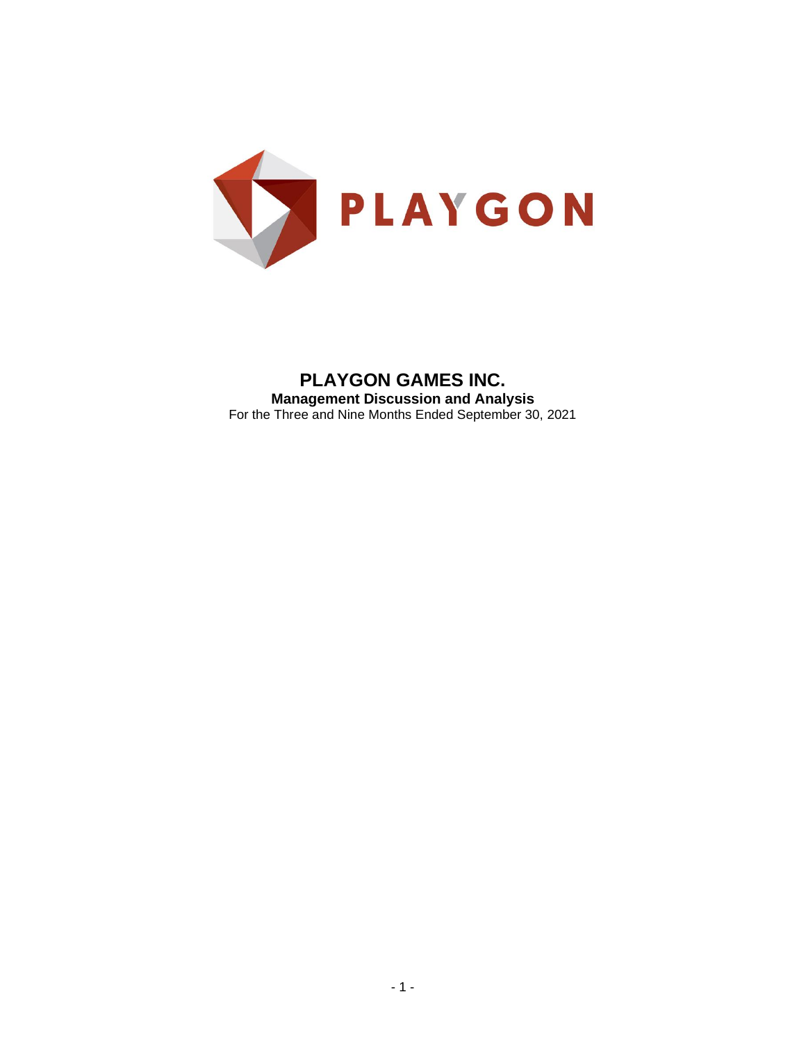PLAYGON

# PLAYGON GAMES INC.

**Management Discussion and Analysis**

For the Three and Nine Months Ended September 30, 2021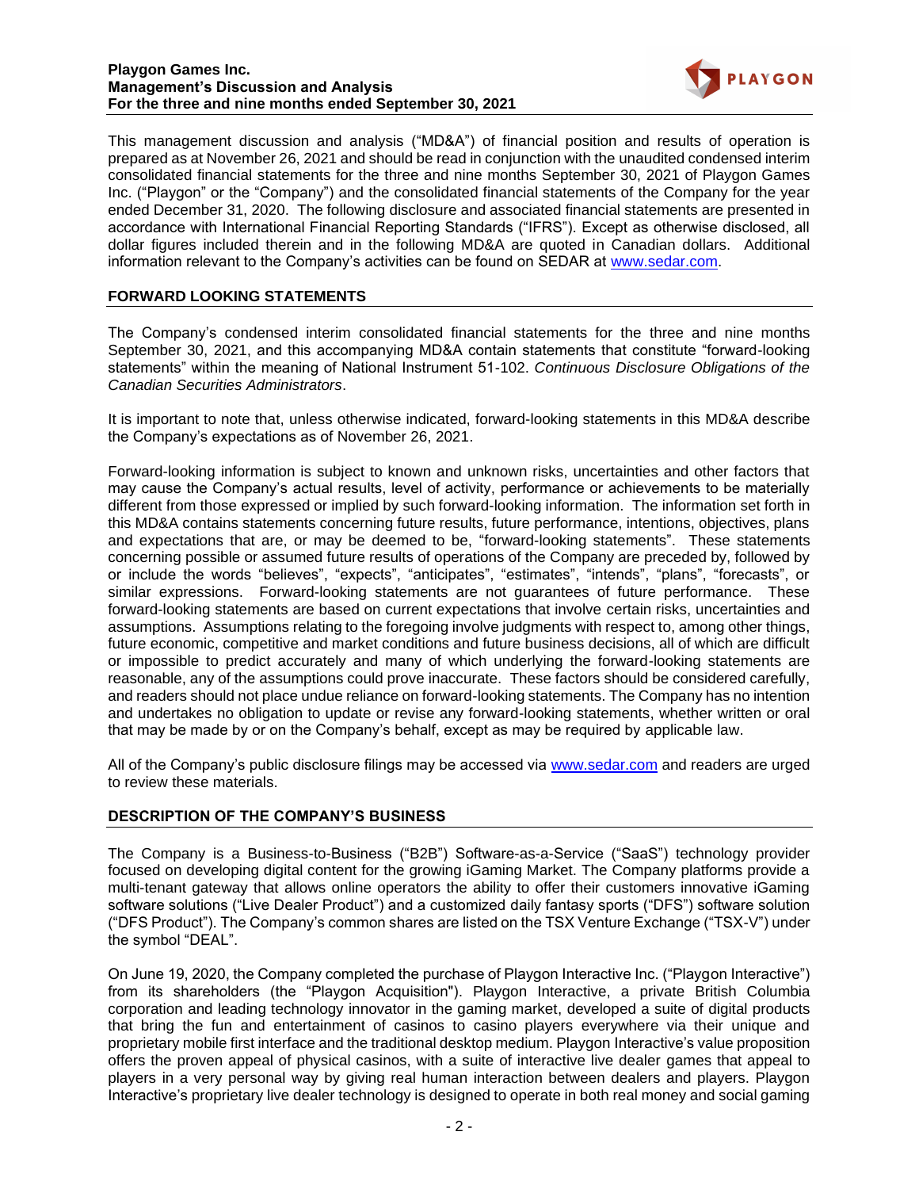This management discussion and analysis ("MD&A") of financial position and results of operation is prepared as at November 26, 2021 and should be read in conjunction with the unaudited condensed interim consolidated financial statements for the three and nine months September 30, 2021 of Playgon Games Inc. ("Playgon" or the "Company") and the consolidated financial statements of the Company for the year ended December 31, 2020. The following disclosure and associated financial statements are presented in accordance with International Financial Reporting Standards ("IFRS"). Except as otherwise disclosed, all dollar figures included therein and in the following MD&A are quoted in Canadian dollars. Additional information relevant to the Company's activities can be found on SEDAR at www.sedar.com.

## FORWARD LOOKING STATEMENTS

The Company's condensed interim consolidated financial statements for the three and nine months September 30, 2021, and this accompanying MD&A contain statements that constitute "forward-looking statements" within the meaning of National Instrument 51-102. *Continuous Disclosure Obligations of the Canadian Securities Administrators*.

It is important to note that, unless otherwise indicated, forward-looking statements in this MD&A describe the Company's expectations as of November 26, 2021.

Forward-looking information is subject to known and unknown risks, uncertainties and other factors that may cause the Company's actual results, level of activity, performance or achievements to be materially different from those expressed or implied by such forward-looking information. The information set forth in this MD&A contains statements concerning future results, future performance, intentions, objectives, plans and expectations that are, or may be deemed to be, "forward-looking statements". These statements concerning possible or assumed future results of operations of the Company are preceded by, followed by or include the words "believes", "expects", "anticipates", "estimates", "intends", "plans", "forecasts", or similar expressions. Forward-looking statements are not guarantees of future performance. These forward-looking statements are based on current expectations that involve certain risks, uncertainties and assumptions. Assumptions relating to the foregoing involve judgments with respect to, among other things, future economic, competitive and market conditions and future business decisions, all of which are difficult or impossible to predict accurately and many of which underlying the forward-looking statements are reasonable, any of the assumptions could prove inaccurate. These factors should be considered carefully, and readers should not place undue reliance on forward-looking statements. The Company has no intention and undertakes no obligation to update or revise any forward-looking statements, whether written or oral that may be made by or on the Company's behalf, except as may be required by applicable law.

All of the Company's public disclosure filings may be accessed via www.sedar.com and readers are urged to review these materials.

## DESCRIPTION OF THE COMPANY'S BUSINESS

The Company is a Business-to-Business ("B2B") Software-as-a-Service ("SaaS") technology provider focused on developing digital content for the growing iGaming Market. The Company platforms provide a multi-tenant gateway that allows online operators the ability to offer their customers innovative iGaming software solutions ("Live Dealer Product") and a customized daily fantasy sports ("DFS") software solution ("DFS Product"). The Company's common shares are listed on the TSX Venture Exchange ("TSX-V") under the symbol "DEAL".

On June 19, 2020, the Company completed the purchase of Playgon Interactive Inc. ("Playgon Interactive") from its shareholders (the "Playgon Acquisition"). Playgon Interactive, a private British Columbia corporation and leading technology innovator in the gaming market, developed a suite of digital products that bring the fun and entertainment of casinos to casino players everywhere via their unique and proprietary mobile first interface and the traditional desktop medium. Playgon Interactive's value proposition offers the proven appeal of physical casinos, with a suite of interactive live dealer games that appeal to players in a very personal way by giving real human interaction between dealers and players. Playgon Interactive's proprietary live dealer technology is designed to operate in both real money and social gaming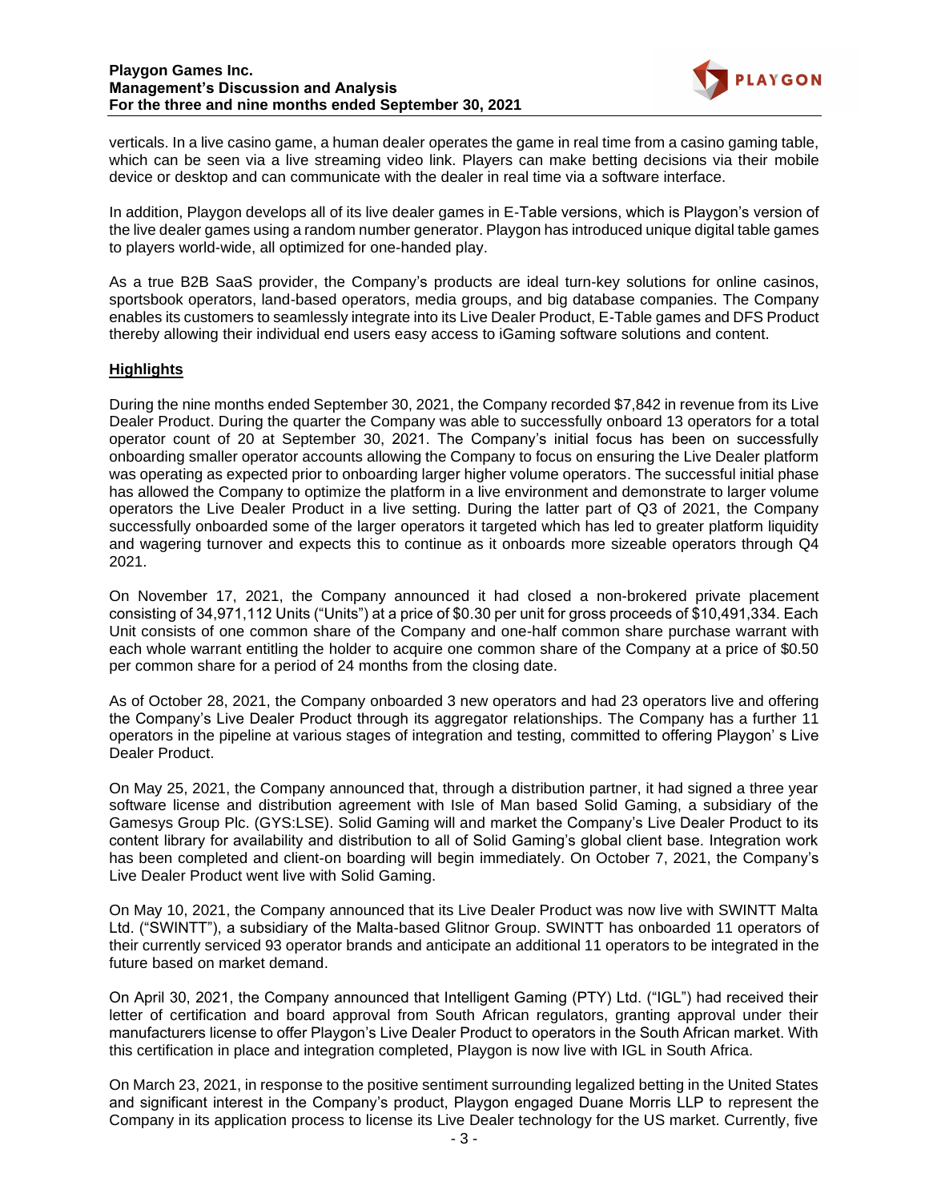verticals. In a live casino game, a human dealer operates the game in real time from a casino gaming table, which can be seen via a live streaming video link. Players can make betting decisions via their mobile device or desktop and can communicate with the dealer in real time via a software interface.

In addition, Playgon develops all of its live dealer games in E-Table versions, which is Playgon's version of the live dealer games using a random number generator. Playgon has introduced unique digital table games to players world-wide, all optimized for one-handed play.

As a true B2B SaaS provider, the Company's products are ideal turn-key solutions for online casinos, sportsbook operators, land-based operators, media groups, and big database companies. The Company enables its customers to seamlessly integrate into its Live Dealer Product, E-Table games and DFS Product thereby allowing their individual end users easy access to iGaming software solutions and content.

## Highlights

During the nine months ended September 30, 2021, the Company recorded $7,842 in revenue from its Live Dealer Product. During the quarter the Company was able to successfully onboard 13 operators for a total operator count of 20 at September 30, 2021. The Company's initial focus has been on successfully onboarding smaller operator accounts allowing the Company to focus on ensuring the Live Dealer platform was operating as expected prior to onboarding larger higher volume operators. The successful initial phase has allowed the Company to optimize the platform in a live environment and demonstrate to larger volume operators the Live Dealer Product in a live setting. During the latter part of Q3 of 2021, the Company successfully onboarded some of the larger operators it targeted which has led to greater platform liquidity and wagering turnover and expects this to continue as it onboards more sizeable operators through Q4 2021.

On November 17, 2021, the Company announced it had closed a non-brokered private placement consisting of 34,971,112 Units ("Units") at a price of $0.30 per unit for gross proceeds of $10,491,334. Each Unit consists of one common share of the Company and one-half common share purchase warrant with each whole warrant entitling the holder to acquire one common share of the Company at a price of $0.50 per common share for a period of 24 months from the closing date.

As of October 28, 2021, the Company onboarded 3 new operators and had 23 operators live and offering the Company's Live Dealer Product through its aggregator relationships. The Company has a further 11 operators in the pipeline at various stages of integration and testing, committed to offering Playgon' s Live Dealer Product.

On May 25, 2021, the Company announced that, through a distribution partner, it had signed a three year software license and distribution agreement with Isle of Man based Solid Gaming, a subsidiary of the Gamesys Group Plc. (GYS:LSE). Solid Gaming will and market the Company's Live Dealer Product to its content library for availability and distribution to all of Solid Gaming's global client base. Integration work has been completed and client-on boarding will begin immediately. On October 7, 2021, the Company's Live Dealer Product went live with Solid Gaming.

On May 10, 2021, the Company announced that its Live Dealer Product was now live with SWINTT Malta Ltd. ("SWINTT"), a subsidiary of the Malta-based Glitnor Group. SWINTT has onboarded 11 operators of their currently serviced 93 operator brands and anticipate an additional 11 operators to be integrated in the future based on market demand.

On April 30, 2021, the Company announced that Intelligent Gaming (PTY) Ltd. ("IGL") had received their letter of certification and board approval from South African regulators, granting approval under their manufacturers license to offer Playgon's Live Dealer Product to operators in the South African market. With this certification in place and integration completed, Playgon is now live with IGL in South Africa.

On March 23, 2021, in response to the positive sentiment surrounding legalized betting in the United States and significant interest in the Company's product, Playgon engaged Duane Morris LLP to represent the Company in its application process to license its Live Dealer technology for the US market. Currently, five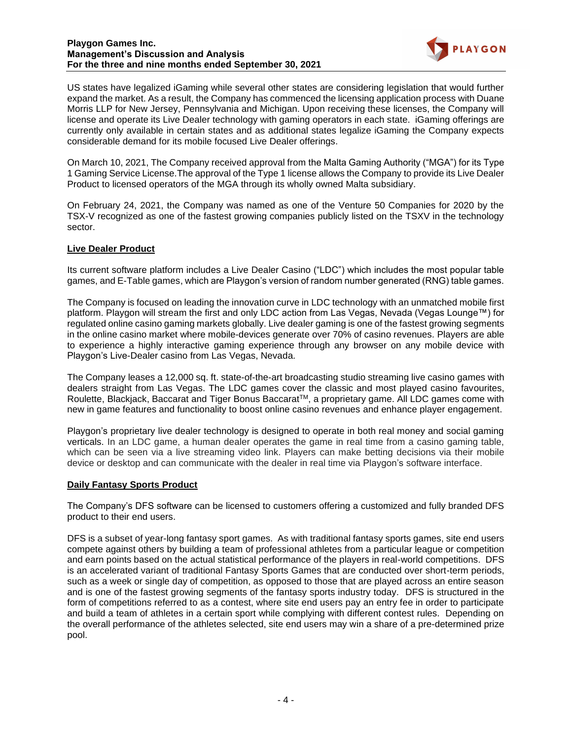US states have legalized iGaming while several other states are considering legislation that would further expand the market. As a result, the Company has commenced the licensing application process with Duane Morris LLP for New Jersey, Pennsylvania and Michigan. Upon receiving these licenses, the Company will license and operate its Live Dealer technology with gaming operators in each state. iGaming offerings are currently only available in certain states and as additional states legalize iGaming the Company expects considerable demand for its mobile focused Live Dealer offerings.

On March 10, 2021, The Company received approval from the Malta Gaming Authority ("MGA") for its Type 1 Gaming Service License.The approval of the Type 1 license allows the Company to provide its Live Dealer Product to licensed operators of the MGA through its wholly owned Malta subsidiary.

On February 24, 2021, the Company was named as one of the Venture 50 Companies for 2020 by the TSX-V recognized as one of the fastest growing companies publicly listed on the TSXV in the technology sector.

## Live Dealer Product

Its current software platform includes a Live Dealer Casino ("LDC") which includes the most popular table games, and E-Table games, which are Playgon's version of random number generated (RNG) table games.

The Company is focused on leading the innovation curve in LDC technology with an unmatched mobile first platform. Playgon will stream the first and only LDC action from Las Vegas, Nevada (Vegas Lounge™) for regulated online casino gaming markets globally. Live dealer gaming is one of the fastest growing segments in the online casino market where mobile-devices generate over 70% of casino revenues. Players are able to experience a highly interactive gaming experience through any browser on any mobile device with Playgon's Live-Dealer casino from Las Vegas, Nevada.

The Company leases a 12,000 sq. ft. state-of-the-art broadcasting studio streaming live casino games with dealers straight from Las Vegas. The LDC games cover the classic and most played casino favourites, Roulette, Blackjack, Baccarat and Tiger Bonus Baccarat™, a proprietary game. All LDC games come with new in game features and functionality to boost online casino revenues and enhance player engagement.

Playgon's proprietary live dealer technology is designed to operate in both real money and social gaming verticals. In an LDC game, a human dealer operates the game in real time from a casino gaming table, which can be seen via a live streaming video link. Players can make betting decisions via their mobile device or desktop and can communicate with the dealer in real time via Playgon's software interface.

## Daily Fantasy Sports Product

The Company's DFS software can be licensed to customers offering a customized and fully branded DFS product to their end users.

DFS is a subset of year-long fantasy sport games. As with traditional fantasy sports games, site end users compete against others by building a team of professional athletes from a particular league or competition and earn points based on the actual statistical performance of the players in real-world competitions. DFS is an accelerated variant of traditional Fantasy Sports Games that are conducted over short-term periods, such as a week or single day of competition, as opposed to those that are played across an entire season and is one of the fastest growing segments of the fantasy sports industry today. DFS is structured in the form of competitions referred to as a contest, where site end users pay an entry fee in order to participate and build a team of athletes in a certain sport while complying with different contest rules. Depending on the overall performance of the athletes selected, site end users may win a share of a pre-determined prize pool.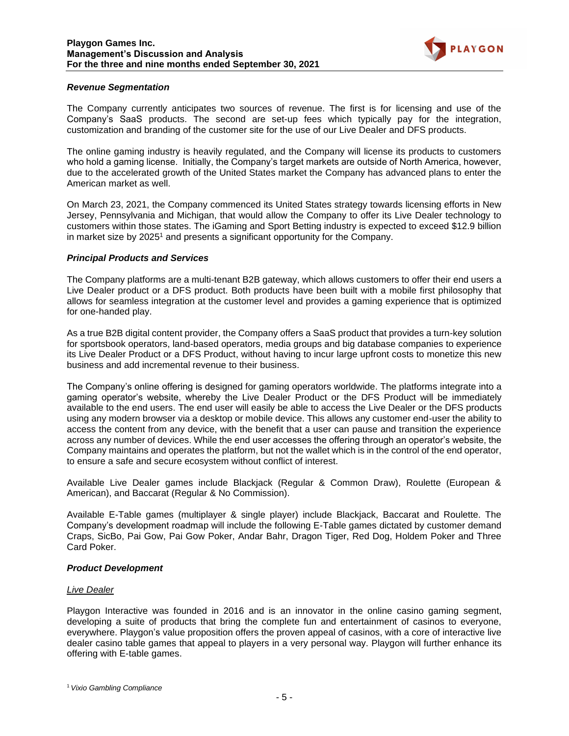### *Revenue Segmentation*

The Company currently anticipates two sources of revenue. The first is for licensing and use of the Company's SaaS products. The second are set-up fees which typically pay for the integration, customization and branding of the customer site for the use of our Live Dealer and DFS products.

The online gaming industry is heavily regulated, and the Company will license its products to customers who hold a gaming license. Initially, the Company's target markets are outside of North America, however, due to the accelerated growth of the United States market the Company has advanced plans to enter the American market as well.

On March 23, 2021, the Company commenced its United States strategy towards licensing efforts in New Jersey, Pennsylvania and Michigan, that would allow the Company to offer its Live Dealer technology to customers within those states. The iGaming and Sport Betting industry is expected to exceed $12.9 billion in market size by 2025[1] and presents a significant opportunity for the Company.

### *Principal Products and Services*

The Company platforms are a multi-tenant B2B gateway, which allows customers to offer their end users a Live Dealer product or a DFS product. Both products have been built with a mobile first philosophy that allows for seamless integration at the customer level and provides a gaming experience that is optimized for one-handed play.

As a true B2B digital content provider, the Company offers a SaaS product that provides a turn-key solution for sportsbook operators, land-based operators, media groups and big database companies to experience its Live Dealer Product or a DFS Product, without having to incur large upfront costs to monetize this new business and add incremental revenue to their business.

The Company's online offering is designed for gaming operators worldwide. The platforms integrate into a gaming operator's website, whereby the Live Dealer Product or the DFS Product will be immediately available to the end users. The end user will easily be able to access the Live Dealer or the DFS products using any modern browser via a desktop or mobile device. This allows any customer end-user the ability to access the content from any device, with the benefit that a user can pause and transition the experience across any number of devices. While the end user accesses the offering through an operator's website, the Company maintains and operates the platform, but not the wallet which is in the control of the end operator, to ensure a safe and secure ecosystem without conflict of interest.

Available Live Dealer games include Blackjack (Regular & Common Draw), Roulette (European & American), and Baccarat (Regular & No Commission).

Available E-Table games (multiplayer & single player) include Blackjack, Baccarat and Roulette. The Company's development roadmap will include the following E-Table games dictated by customer demand Craps, SicBo, Pai Gow, Pai Gow Poker, Andar Bahr, Dragon Tiger, Red Dog, Holdem Poker and Three Card Poker.

### *Product Development*

*Live Dealer*

Playgon Interactive was founded in 2016 and is an innovator in the online casino gaming segment, developing a suite of products that bring the complete fun and entertainment of casinos to everyone, everywhere. Playgon's value proposition offers the proven appeal of casinos, with a core of interactive live dealer casino table games that appeal to players in a very personal way. Playgon will further enhance its offering with E-table games.

[1] *Vixio Gambling Compliance*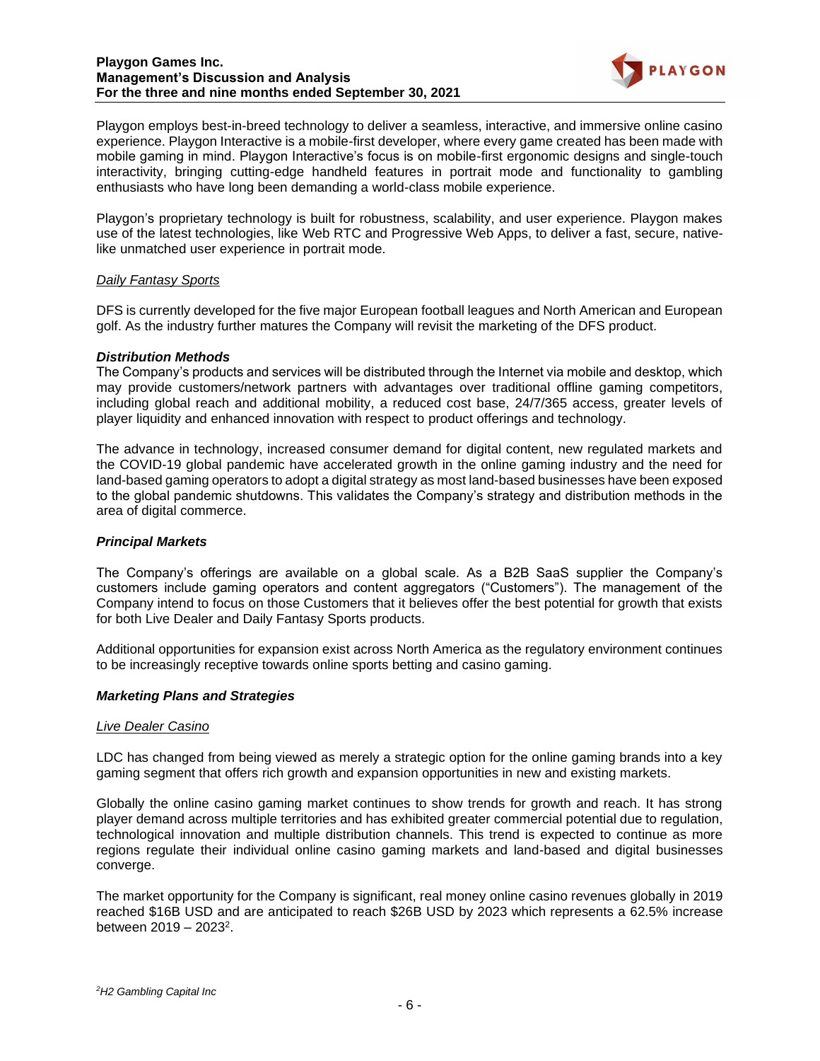Playgon employs best-in-breed technology to deliver a seamless, interactive, and immersive online casino experience. Playgon Interactive is a mobile-first developer, where every game created has been made with mobile gaming in mind. Playgon Interactive's focus is on mobile-first ergonomic designs and single-touch interactivity, bringing cutting-edge handheld features in portrait mode and functionality to gambling enthusiasts who have long been demanding a world-class mobile experience.

Playgon's proprietary technology is built for robustness, scalability, and user experience. Playgon makes use of the latest technologies, like Web RTC and Progressive Web Apps, to deliver a fast, secure, native-like unmatched user experience in portrait mode.

<u>*Daily Fantasy Sports*</u>

DFS is currently developed for the five major European football leagues and North American and European golf. As the industry further matures the Company will revisit the marketing of the DFS product.

***Distribution Methods***

The Company's products and services will be distributed through the Internet via mobile and desktop, which may provide customers/network partners with advantages over traditional offline gaming competitors, including global reach and additional mobility, a reduced cost base, 24/7/365 access, greater levels of player liquidity and enhanced innovation with respect to product offerings and technology.

The advance in technology, increased consumer demand for digital content, new regulated markets and the COVID-19 global pandemic have accelerated growth in the online gaming industry and the need for land-based gaming operators to adopt a digital strategy as most land-based businesses have been exposed to the global pandemic shutdowns. This validates the Company's strategy and distribution methods in the area of digital commerce.

***Principal Markets***

The Company's offerings are available on a global scale. As a B2B SaaS supplier the Company's customers include gaming operators and content aggregators ("Customers"). The management of the Company intend to focus on those Customers that it believes offer the best potential for growth that exists for both Live Dealer and Daily Fantasy Sports products.

Additional opportunities for expansion exist across North America as the regulatory environment continues to be increasingly receptive towards online sports betting and casino gaming.

***Marketing Plans and Strategies***

<u>*Live Dealer Casino*</u>

LDC has changed from being viewed as merely a strategic option for the online gaming brands into a key gaming segment that offers rich growth and expansion opportunities in new and existing markets.

Globally the online casino gaming market continues to show trends for growth and reach. It has strong player demand across multiple territories and has exhibited greater commercial potential due to regulation, technological innovation and multiple distribution channels. This trend is expected to continue as more regions regulate their individual online casino gaming markets and land-based and digital businesses converge.

The market opportunity for the Company is significant, real money online casino revenues globally in 2019 reached $16B USD and are anticipated to reach $26B USD by 2023 which represents a 62.5% increase between 2019 – 2023[2].

[2] *H2 Gambling Capital Inc*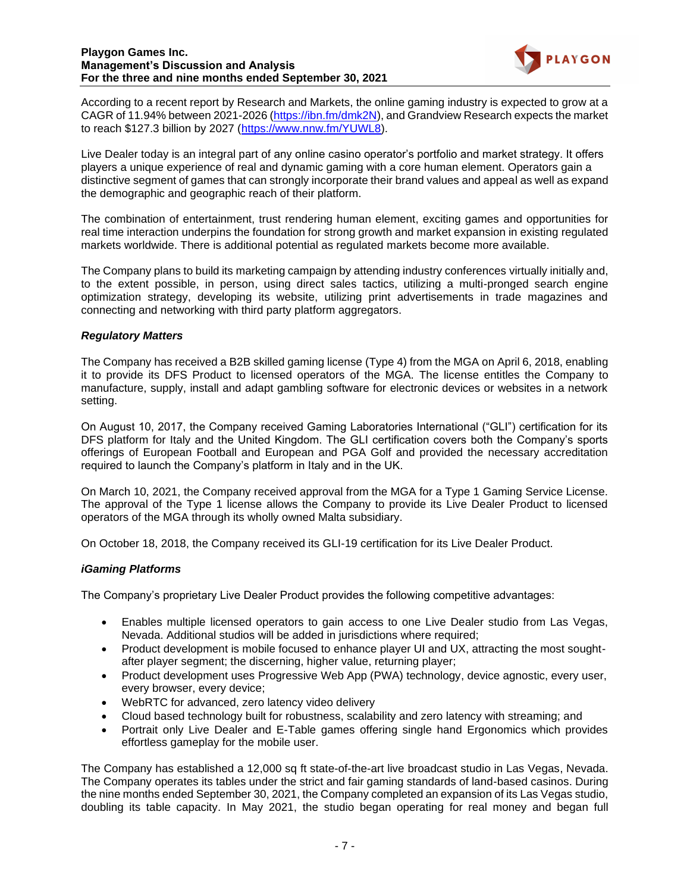According to a recent report by Research and Markets, the online gaming industry is expected to grow at a CAGR of 11.94% between 2021-2026 (https://ibn.fm/dmk2N), and Grandview Research expects the market to reach $127.3 billion by 2027 (https://www.nnw.fm/YUWL8).

Live Dealer today is an integral part of any online casino operator's portfolio and market strategy. It offers players a unique experience of real and dynamic gaming with a core human element. Operators gain a distinctive segment of games that can strongly incorporate their brand values and appeal as well as expand the demographic and geographic reach of their platform.

The combination of entertainment, trust rendering human element, exciting games and opportunities for real time interaction underpins the foundation for strong growth and market expansion in existing regulated markets worldwide. There is additional potential as regulated markets become more available.

The Company plans to build its marketing campaign by attending industry conferences virtually initially and, to the extent possible, in person, using direct sales tactics, utilizing a multi-pronged search engine optimization strategy, developing its website, utilizing print advertisements in trade magazines and connecting and networking with third party platform aggregators.

### *Regulatory Matters*

The Company has received a B2B skilled gaming license (Type 4) from the MGA on April 6, 2018, enabling it to provide its DFS Product to licensed operators of the MGA. The license entitles the Company to manufacture, supply, install and adapt gambling software for electronic devices or websites in a network setting.

On August 10, 2017, the Company received Gaming Laboratories International ("GLI") certification for its DFS platform for Italy and the United Kingdom. The GLI certification covers both the Company's sports offerings of European Football and European and PGA Golf and provided the necessary accreditation required to launch the Company's platform in Italy and in the UK.

On March 10, 2021, the Company received approval from the MGA for a Type 1 Gaming Service License. The approval of the Type 1 license allows the Company to provide its Live Dealer Product to licensed operators of the MGA through its wholly owned Malta subsidiary.

On October 18, 2018, the Company received its GLI-19 certification for its Live Dealer Product.

### *iGaming Platforms*

The Company's proprietary Live Dealer Product provides the following competitive advantages:

- Enables multiple licensed operators to gain access to one Live Dealer studio from Las Vegas, Nevada. Additional studios will be added in jurisdictions where required;
- Product development is mobile focused to enhance player UI and UX, attracting the most sought-after player segment; the discerning, higher value, returning player;
- Product development uses Progressive Web App (PWA) technology, device agnostic, every user, every browser, every device;
- WebRTC for advanced, zero latency video delivery
- Cloud based technology built for robustness, scalability and zero latency with streaming; and
- Portrait only Live Dealer and E-Table games offering single hand Ergonomics which provides effortless gameplay for the mobile user.

The Company has established a 12,000 sq ft state-of-the-art live broadcast studio in Las Vegas, Nevada. The Company operates its tables under the strict and fair gaming standards of land-based casinos. During the nine months ended September 30, 2021, the Company completed an expansion of its Las Vegas studio, doubling its table capacity. In May 2021, the studio began operating for real money and began full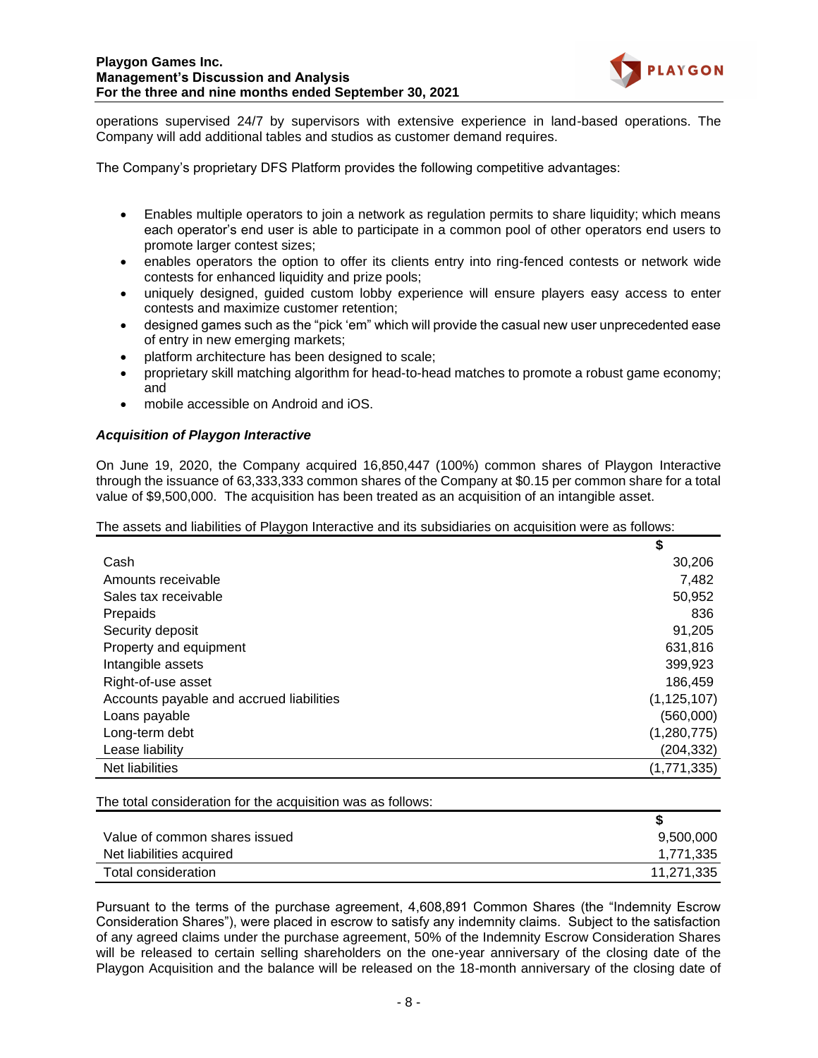operations supervised 24/7 by supervisors with extensive experience in land-based operations. The Company will add additional tables and studios as customer demand requires.

The Company's proprietary DFS Platform provides the following competitive advantages:

- Enables multiple operators to join a network as regulation permits to share liquidity; which means each operator's end user is able to participate in a common pool of other operators end users to promote larger contest sizes;
- enables operators the option to offer its clients entry into ring-fenced contests or network wide contests for enhanced liquidity and prize pools;
- uniquely designed, guided custom lobby experience will ensure players easy access to enter contests and maximize customer retention;
- designed games such as the "pick 'em" which will provide the casual new user unprecedented ease of entry in new emerging markets;
- platform architecture has been designed to scale;
- proprietary skill matching algorithm for head-to-head matches to promote a robust game economy; and
- mobile accessible on Android and iOS.

***Acquisition of Playgon Interactive***

On June 19, 2020, the Company acquired 16,850,447 (100%) common shares of Playgon Interactive through the issuance of 63,333,333 common shares of the Company at $0.15 per common share for a total value of $9,500,000. The acquisition has been treated as an acquisition of an intangible asset.

The assets and liabilities of Playgon Interactive and its subsidiaries on acquisition were as follows:

| | $ |
|---|---:|
| Cash | 30,206 |
| Amounts receivable | 7,482 |
| Sales tax receivable | 50,952 |
| Prepaids | 836 |
| Security deposit | 91,205 |
| Property and equipment | 631,816 |
| Intangible assets | 399,923 |
| Right-of-use asset | 186,459 |
| Accounts payable and accrued liabilities | (1,125,107) |
| Loans payable | (560,000) |
| Long-term debt | (1,280,775) |
| Lease liability | (204,332) |
| Net liabilities | (1,771,335) |

The total consideration for the acquisition was as follows:

| | $ |
|---|---:|
| Value of common shares issued | 9,500,000 |
| Net liabilities acquired | 1,771,335 |
| Total consideration | 11,271,335 |

Pursuant to the terms of the purchase agreement, 4,608,891 Common Shares (the "Indemnity Escrow Consideration Shares"), were placed in escrow to satisfy any indemnity claims. Subject to the satisfaction of any agreed claims under the purchase agreement, 50% of the Indemnity Escrow Consideration Shares will be released to certain selling shareholders on the one-year anniversary of the closing date of the Playgon Acquisition and the balance will be released on the 18-month anniversary of the closing date of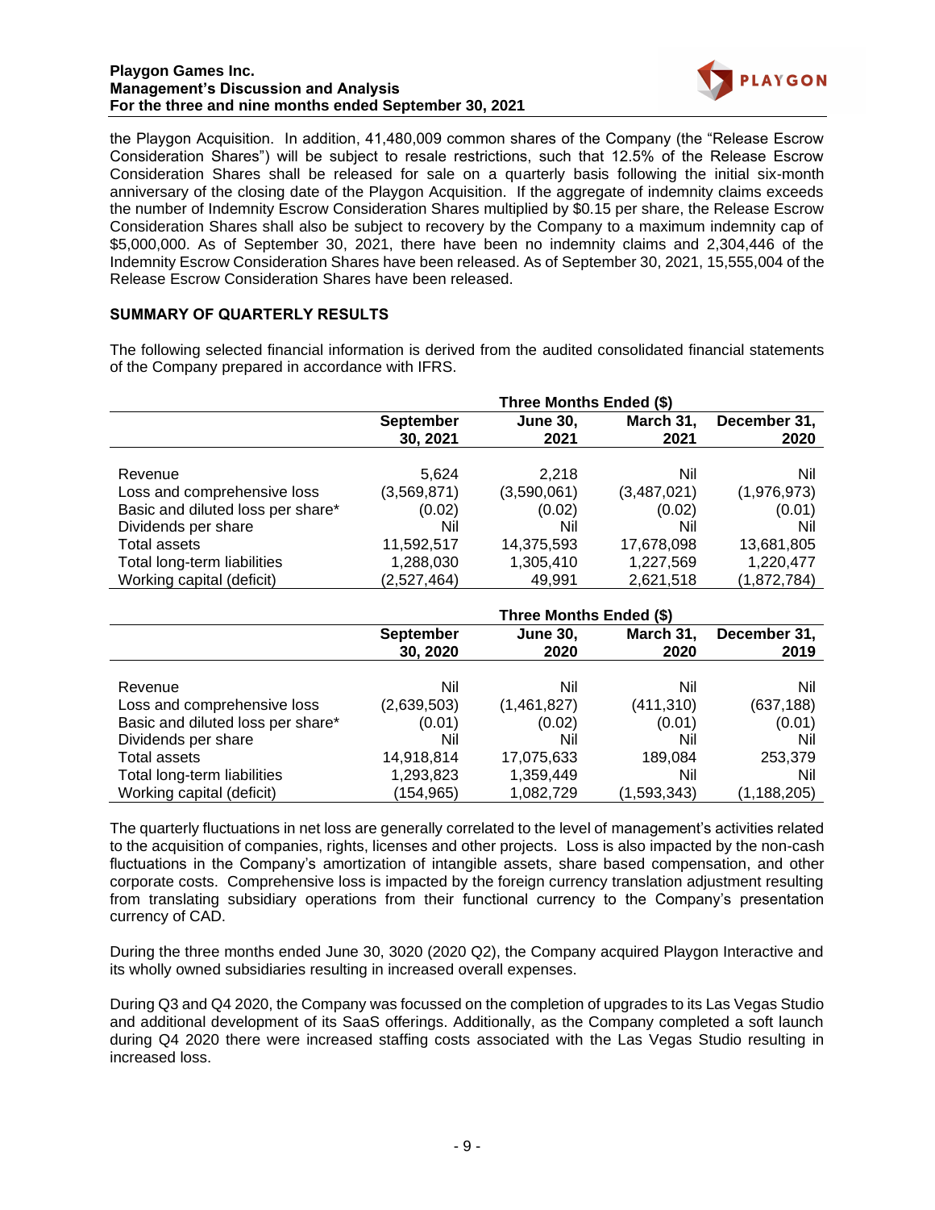the Playgon Acquisition. In addition, 41,480,009 common shares of the Company (the "Release Escrow Consideration Shares") will be subject to resale restrictions, such that 12.5% of the Release Escrow Consideration Shares shall be released for sale on a quarterly basis following the initial six-month anniversary of the closing date of the Playgon Acquisition. If the aggregate of indemnity claims exceeds the number of Indemnity Escrow Consideration Shares multiplied by $0.15 per share, the Release Escrow Consideration Shares shall also be subject to recovery by the Company to a maximum indemnity cap of $5,000,000. As of September 30, 2021, there have been no indemnity claims and 2,304,446 of the Indemnity Escrow Consideration Shares have been released. As of September 30, 2021, 15,555,004 of the Release Escrow Consideration Shares have been released.

## SUMMARY OF QUARTERLY RESULTS

The following selected financial information is derived from the audited consolidated financial statements of the Company prepared in accordance with IFRS.

| | Three Months Ended ($) | | | |
|---|---|---|---|---|
| | September 30, 2021 | June 30, 2021 | March 31, 2021 | December 31, 2020 |
| Revenue | 5,624 | 2,218 | Nil | Nil |
| Loss and comprehensive loss | (3,569,871) | (3,590,061) | (3,487,021) | (1,976,973) |
| Basic and diluted loss per share* | (0.02) | (0.02) | (0.02) | (0.01) |
| Dividends per share | Nil | Nil | Nil | Nil |
| Total assets | 11,592,517 | 14,375,593 | 17,678,098 | 13,681,805 |
| Total long-term liabilities | 1,288,030 | 1,305,410 | 1,227,569 | 1,220,477 |
| Working capital (deficit) | (2,527,464) | 49,991 | 2,621,518 | (1,872,784) |

| | Three Months Ended ($) | | | |
|---|---|---|---|---|
| | September 30, 2020 | June 30, 2020 | March 31, 2020 | December 31, 2019 |
| Revenue | Nil | Nil | Nil | Nil |
| Loss and comprehensive loss | (2,639,503) | (1,461,827) | (411,310) | (637,188) |
| Basic and diluted loss per share* | (0.01) | (0.02) | (0.01) | (0.01) |
| Dividends per share | Nil | Nil | Nil | Nil |
| Total assets | 14,918,814 | 17,075,633 | 189,084 | 253,379 |
| Total long-term liabilities | 1,293,823 | 1,359,449 | Nil | Nil |
| Working capital (deficit) | (154,965) | 1,082,729 | (1,593,343) | (1,188,205) |

The quarterly fluctuations in net loss are generally correlated to the level of management's activities related to the acquisition of companies, rights, licenses and other projects. Loss is also impacted by the non-cash fluctuations in the Company's amortization of intangible assets, share based compensation, and other corporate costs. Comprehensive loss is impacted by the foreign currency translation adjustment resulting from translating subsidiary operations from their functional currency to the Company's presentation currency of CAD.

During the three months ended June 30, 3020 (2020 Q2), the Company acquired Playgon Interactive and its wholly owned subsidiaries resulting in increased overall expenses.

During Q3 and Q4 2020, the Company was focussed on the completion of upgrades to its Las Vegas Studio and additional development of its SaaS offerings. Additionally, as the Company completed a soft launch during Q4 2020 there were increased staffing costs associated with the Las Vegas Studio resulting in increased loss.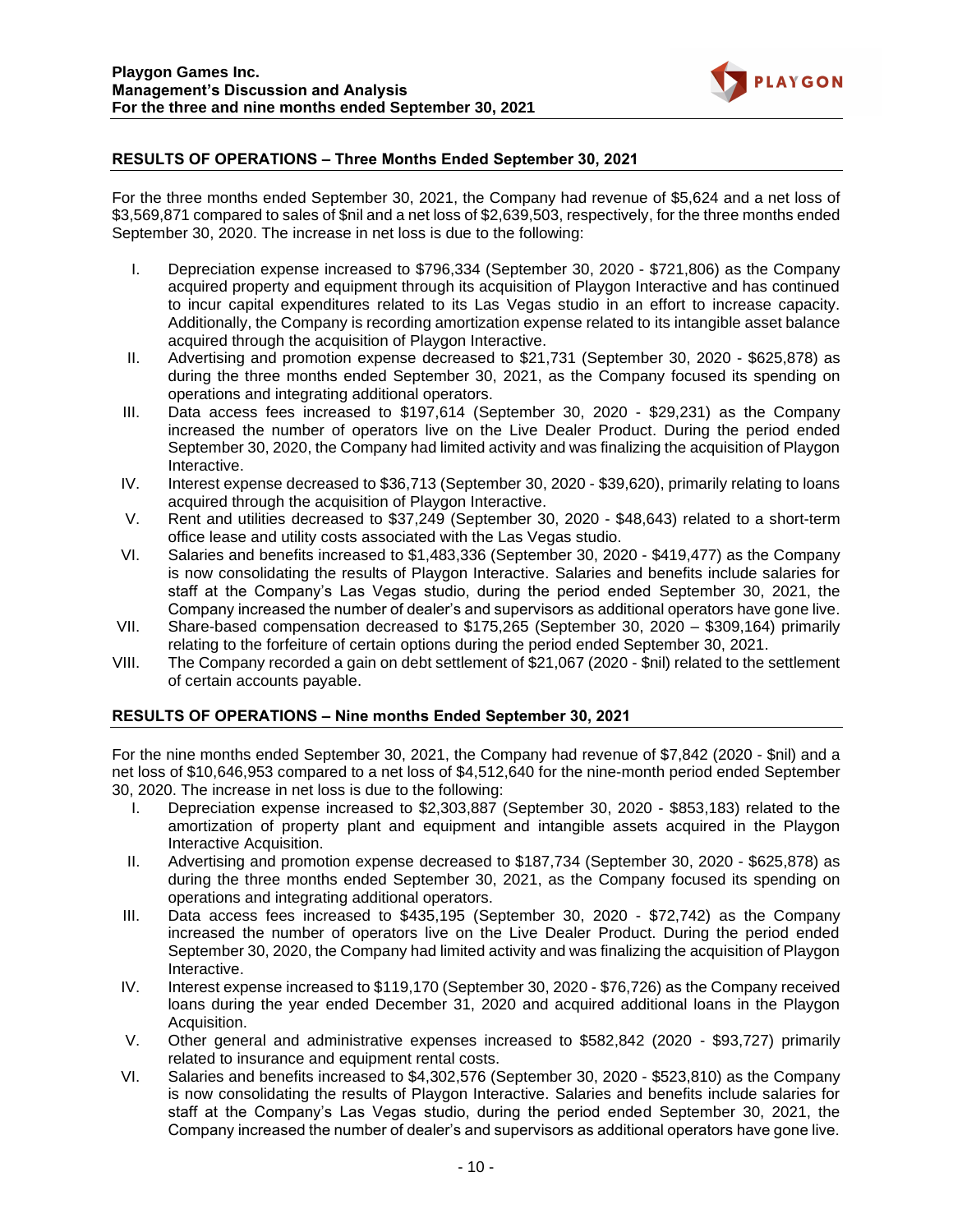## RESULTS OF OPERATIONS – Three Months Ended September 30, 2021

For the three months ended September 30, 2021, the Company had revenue of $5,624 and a net loss of $3,569,871 compared to sales of $nil and a net loss of $2,639,503, respectively, for the three months ended September 30, 2020. The increase in net loss is due to the following:

I. Depreciation expense increased to $796,334 (September 30, 2020 - $721,806) as the Company acquired property and equipment through its acquisition of Playgon Interactive and has continued to incur capital expenditures related to its Las Vegas studio in an effort to increase capacity. Additionally, the Company is recording amortization expense related to its intangible asset balance acquired through the acquisition of Playgon Interactive.
II. Advertising and promotion expense decreased to $21,731 (September 30, 2020 - $625,878) as during the three months ended September 30, 2021, as the Company focused its spending on operations and integrating additional operators.
III. Data access fees increased to $197,614 (September 30, 2020 - $29,231) as the Company increased the number of operators live on the Live Dealer Product. During the period ended September 30, 2020, the Company had limited activity and was finalizing the acquisition of Playgon Interactive.
IV. Interest expense decreased to $36,713 (September 30, 2020 - $39,620), primarily relating to loans acquired through the acquisition of Playgon Interactive.
V. Rent and utilities decreased to $37,249 (September 30, 2020 - $48,643) related to a short-term office lease and utility costs associated with the Las Vegas studio.
VI. Salaries and benefits increased to $1,483,336 (September 30, 2020 - $419,477) as the Company is now consolidating the results of Playgon Interactive. Salaries and benefits include salaries for staff at the Company's Las Vegas studio, during the period ended September 30, 2021, the Company increased the number of dealer's and supervisors as additional operators have gone live.
VII. Share-based compensation decreased to $175,265 (September 30, 2020 – $309,164) primarily relating to the forfeiture of certain options during the period ended September 30, 2021.
VIII. The Company recorded a gain on debt settlement of $21,067 (2020 - $nil) related to the settlement of certain accounts payable.

## RESULTS OF OPERATIONS – Nine months Ended September 30, 2021

For the nine months ended September 30, 2021, the Company had revenue of $7,842 (2020 - $nil) and a net loss of $10,646,953 compared to a net loss of $4,512,640 for the nine-month period ended September 30, 2020. The increase in net loss is due to the following:

I. Depreciation expense increased to $2,303,887 (September 30, 2020 - $853,183) related to the amortization of property plant and equipment and intangible assets acquired in the Playgon Interactive Acquisition.
II. Advertising and promotion expense decreased to $187,734 (September 30, 2020 - $625,878) as during the three months ended September 30, 2021, as the Company focused its spending on operations and integrating additional operators.
III. Data access fees increased to $435,195 (September 30, 2020 - $72,742) as the Company increased the number of operators live on the Live Dealer Product. During the period ended September 30, 2020, the Company had limited activity and was finalizing the acquisition of Playgon Interactive.
IV. Interest expense increased to $119,170 (September 30, 2020 - $76,726) as the Company received loans during the year ended December 31, 2020 and acquired additional loans in the Playgon Acquisition.
V. Other general and administrative expenses increased to $582,842 (2020 - $93,727) primarily related to insurance and equipment rental costs.
VI. Salaries and benefits increased to $4,302,576 (September 30, 2020 - $523,810) as the Company is now consolidating the results of Playgon Interactive. Salaries and benefits include salaries for staff at the Company's Las Vegas studio, during the period ended September 30, 2021, the Company increased the number of dealer's and supervisors as additional operators have gone live.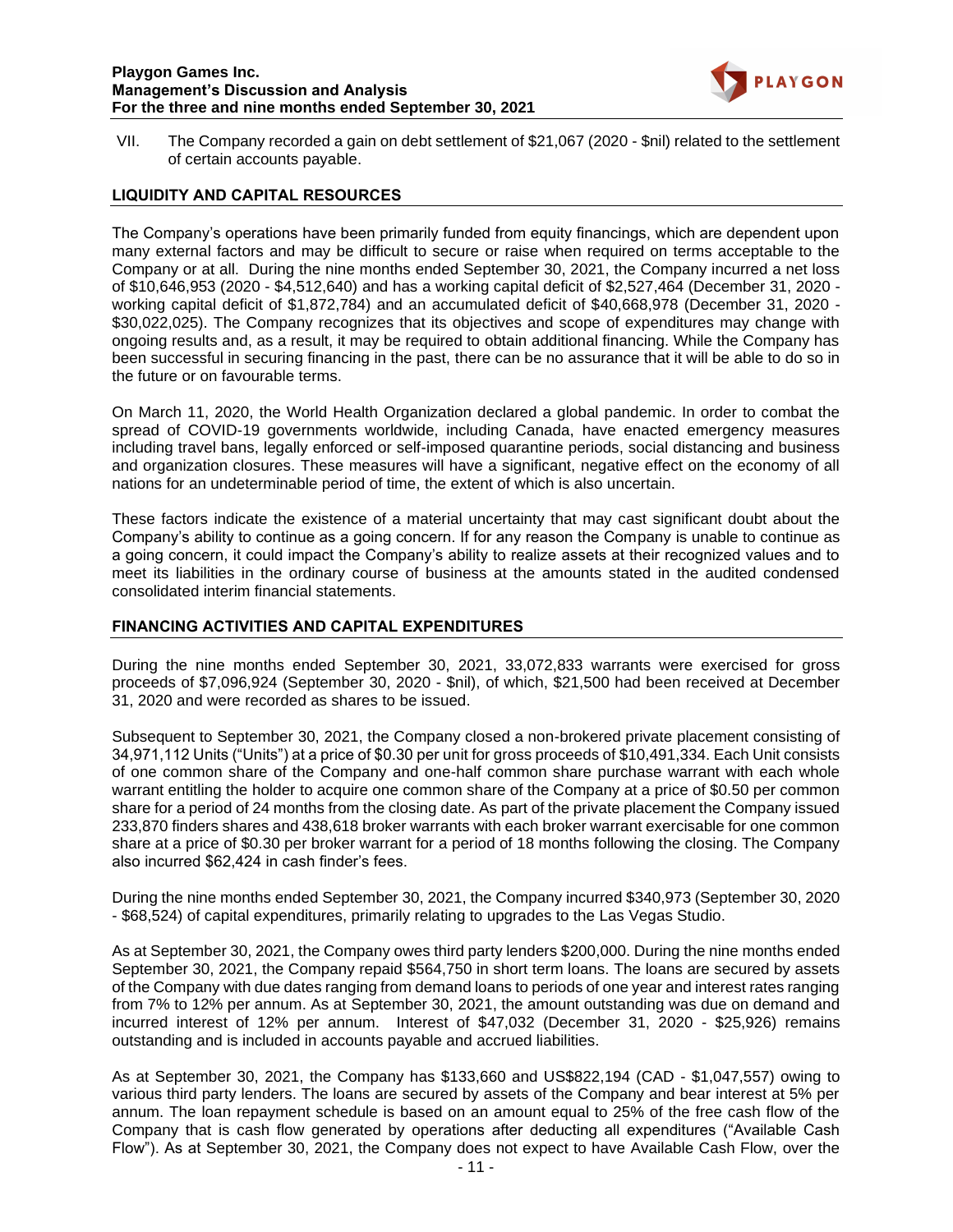VII. The Company recorded a gain on debt settlement of $21,067 (2020 - $nil) related to the settlement of certain accounts payable.

## LIQUIDITY AND CAPITAL RESOURCES

The Company's operations have been primarily funded from equity financings, which are dependent upon many external factors and may be difficult to secure or raise when required on terms acceptable to the Company or at all. During the nine months ended September 30, 2021, the Company incurred a net loss of $10,646,953 (2020 - $4,512,640) and has a working capital deficit of $2,527,464 (December 31, 2020 - working capital deficit of $1,872,784) and an accumulated deficit of $40,668,978 (December 31, 2020 - $30,022,025). The Company recognizes that its objectives and scope of expenditures may change with ongoing results and, as a result, it may be required to obtain additional financing. While the Company has been successful in securing financing in the past, there can be no assurance that it will be able to do so in the future or on favourable terms.

On March 11, 2020, the World Health Organization declared a global pandemic. In order to combat the spread of COVID-19 governments worldwide, including Canada, have enacted emergency measures including travel bans, legally enforced or self-imposed quarantine periods, social distancing and business and organization closures. These measures will have a significant, negative effect on the economy of all nations for an undeterminable period of time, the extent of which is also uncertain.

These factors indicate the existence of a material uncertainty that may cast significant doubt about the Company's ability to continue as a going concern. If for any reason the Company is unable to continue as a going concern, it could impact the Company's ability to realize assets at their recognized values and to meet its liabilities in the ordinary course of business at the amounts stated in the audited condensed consolidated interim financial statements.

## FINANCING ACTIVITIES AND CAPITAL EXPENDITURES

During the nine months ended September 30, 2021, 33,072,833 warrants were exercised for gross proceeds of $7,096,924 (September 30, 2020 - $nil), of which, $21,500 had been received at December 31, 2020 and were recorded as shares to be issued.

Subsequent to September 30, 2021, the Company closed a non-brokered private placement consisting of 34,971,112 Units ("Units") at a price of $0.30 per unit for gross proceeds of $10,491,334. Each Unit consists of one common share of the Company and one-half common share purchase warrant with each whole warrant entitling the holder to acquire one common share of the Company at a price of $0.50 per common share for a period of 24 months from the closing date. As part of the private placement the Company issued 233,870 finders shares and 438,618 broker warrants with each broker warrant exercisable for one common share at a price of $0.30 per broker warrant for a period of 18 months following the closing. The Company also incurred $62,424 in cash finder's fees.

During the nine months ended September 30, 2021, the Company incurred $340,973 (September 30, 2020 - $68,524) of capital expenditures, primarily relating to upgrades to the Las Vegas Studio.

As at September 30, 2021, the Company owes third party lenders $200,000. During the nine months ended September 30, 2021, the Company repaid $564,750 in short term loans. The loans are secured by assets of the Company with due dates ranging from demand loans to periods of one year and interest rates ranging from 7% to 12% per annum. As at September 30, 2021, the amount outstanding was due on demand and incurred interest of 12% per annum. Interest of $47,032 (December 31, 2020 - $25,926) remains outstanding and is included in accounts payable and accrued liabilities.

As at September 30, 2021, the Company has $133,660 and US$822,194 (CAD - $1,047,557) owing to various third party lenders. The loans are secured by assets of the Company and bear interest at 5% per annum. The loan repayment schedule is based on an amount equal to 25% of the free cash flow of the Company that is cash flow generated by operations after deducting all expenditures ("Available Cash Flow"). As at September 30, 2021, the Company does not expect to have Available Cash Flow, over the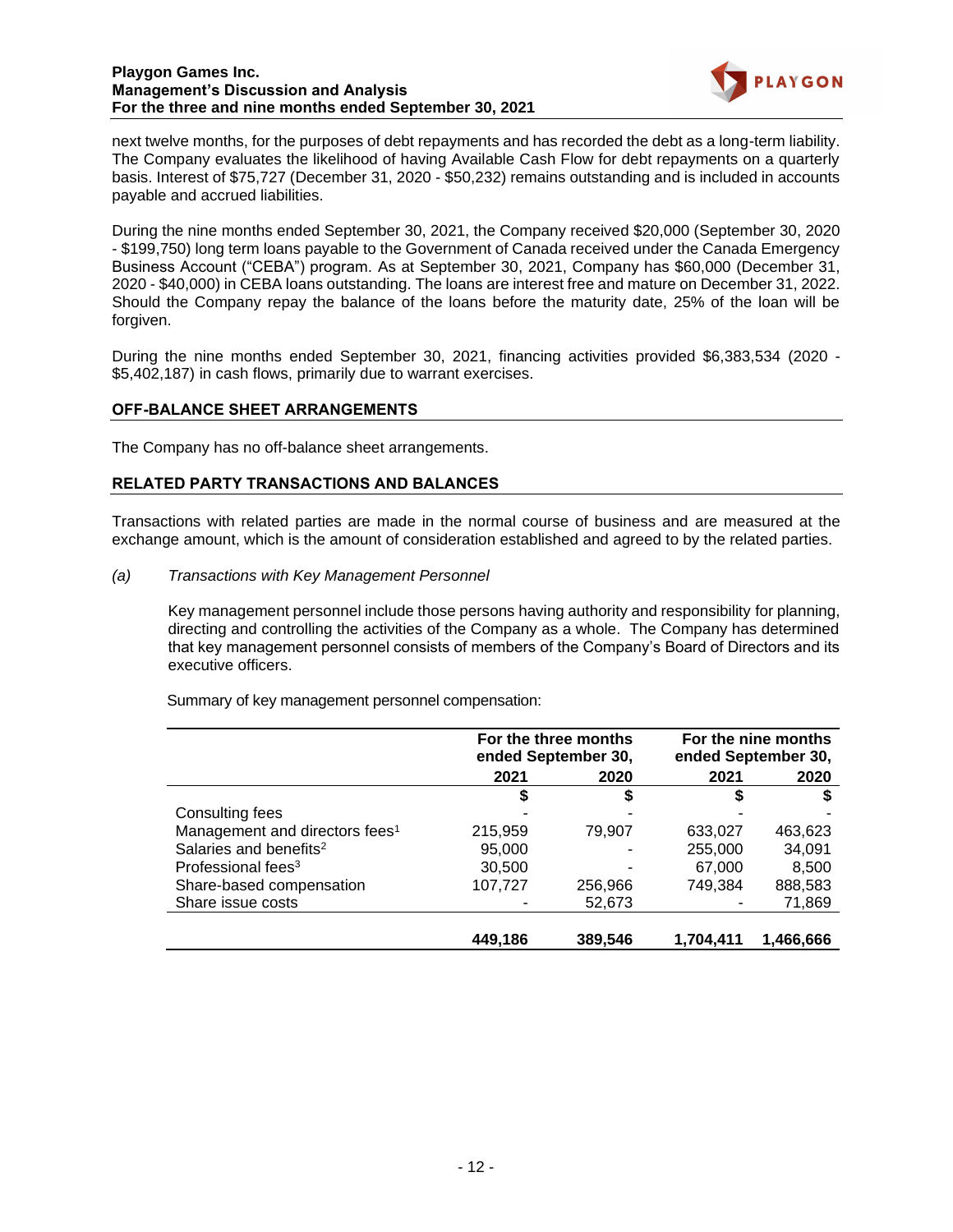next twelve months, for the purposes of debt repayments and has recorded the debt as a long-term liability. The Company evaluates the likelihood of having Available Cash Flow for debt repayments on a quarterly basis. Interest of $75,727 (December 31, 2020 - $50,232) remains outstanding and is included in accounts payable and accrued liabilities.

During the nine months ended September 30, 2021, the Company received $20,000 (September 30, 2020 - $199,750) long term loans payable to the Government of Canada received under the Canada Emergency Business Account ("CEBA") program. As at September 30, 2021, Company has $60,000 (December 31, 2020 - $40,000) in CEBA loans outstanding. The loans are interest free and mature on December 31, 2022. Should the Company repay the balance of the loans before the maturity date, 25% of the loan will be forgiven.

During the nine months ended September 30, 2021, financing activities provided $6,383,534 (2020 - $5,402,187) in cash flows, primarily due to warrant exercises.

## OFF-BALANCE SHEET ARRANGEMENTS

The Company has no off-balance sheet arrangements.

## RELATED PARTY TRANSACTIONS AND BALANCES

Transactions with related parties are made in the normal course of business and are measured at the exchange amount, which is the amount of consideration established and agreed to by the related parties.

*(a) Transactions with Key Management Personnel*

Key management personnel include those persons having authority and responsibility for planning, directing and controlling the activities of the Company as a whole. The Company has determined that key management personnel consists of members of the Company's Board of Directors and its executive officers.

Summary of key management personnel compensation:

| | For the three months ended September 30, | | For the nine months ended September 30, | |
|---|---|---|---|---|
| | 2021 | 2020 | 2021 | 2020 |
| | $ | $ | $ | $ |
| Consulting fees | - | - | - | - |
| Management and directors fees[1] | 215,959 | 79,907 | 633,027 | 463,623 |
| Salaries and benefits[2] | 95,000 | - | 255,000 | 34,091 |
| Professional fees[3] | 30,500 | - | 67,000 | 8,500 |
| Share-based compensation | 107,727 | 256,966 | 749,384 | 888,583 |
| Share issue costs | - | 52,673 | - | 71,869 |
| | **449,186** | **389,546** | **1,704,411** | **1,466,666** |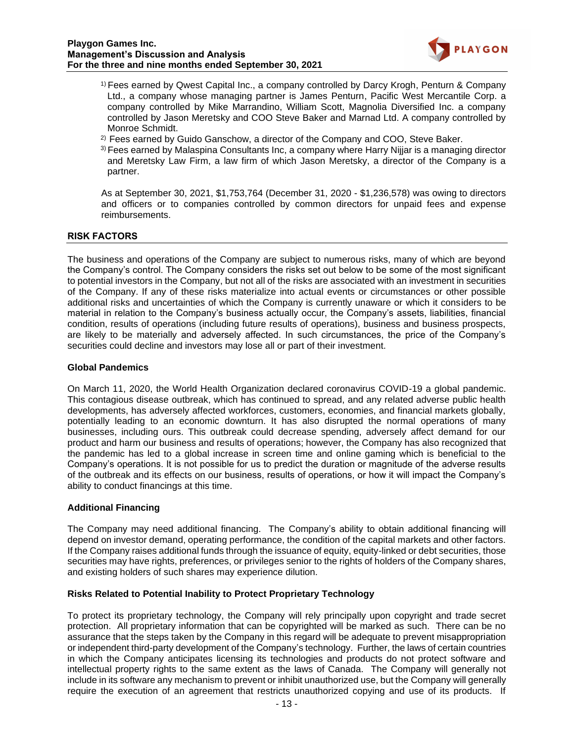1) Fees earned by Qwest Capital Inc., a company controlled by Darcy Krogh, Penturn & Company Ltd., a company whose managing partner is James Penturn, Pacific West Mercantile Corp. a company controlled by Mike Marrandino, William Scott, Magnolia Diversified Inc. a company controlled by Jason Meretsky and COO Steve Baker and Marnad Ltd. A company controlled by Monroe Schmidt.

2) Fees earned by Guido Ganschow, a director of the Company and COO, Steve Baker.

3) Fees earned by Malaspina Consultants Inc, a company where Harry Nijjar is a managing director and Meretsky Law Firm, a law firm of which Jason Meretsky, a director of the Company is a partner.

As at September 30, 2021, $1,753,764 (December 31, 2020 - $1,236,578) was owing to directors and officers or to companies controlled by common directors for unpaid fees and expense reimbursements.

## RISK FACTORS

The business and operations of the Company are subject to numerous risks, many of which are beyond the Company's control. The Company considers the risks set out below to be some of the most significant to potential investors in the Company, but not all of the risks are associated with an investment in securities of the Company. If any of these risks materialize into actual events or circumstances or other possible additional risks and uncertainties of which the Company is currently unaware or which it considers to be material in relation to the Company's business actually occur, the Company's assets, liabilities, financial condition, results of operations (including future results of operations), business and business prospects, are likely to be materially and adversely affected. In such circumstances, the price of the Company's securities could decline and investors may lose all or part of their investment.

### Global Pandemics

On March 11, 2020, the World Health Organization declared coronavirus COVID-19 a global pandemic. This contagious disease outbreak, which has continued to spread, and any related adverse public health developments, has adversely affected workforces, customers, economies, and financial markets globally, potentially leading to an economic downturn. It has also disrupted the normal operations of many businesses, including ours. This outbreak could decrease spending, adversely affect demand for our product and harm our business and results of operations; however, the Company has also recognized that the pandemic has led to a global increase in screen time and online gaming which is beneficial to the Company's operations. It is not possible for us to predict the duration or magnitude of the adverse results of the outbreak and its effects on our business, results of operations, or how it will impact the Company's ability to conduct financings at this time.

### Additional Financing

The Company may need additional financing. The Company's ability to obtain additional financing will depend on investor demand, operating performance, the condition of the capital markets and other factors. If the Company raises additional funds through the issuance of equity, equity-linked or debt securities, those securities may have rights, preferences, or privileges senior to the rights of holders of the Company shares, and existing holders of such shares may experience dilution.

### Risks Related to Potential Inability to Protect Proprietary Technology

To protect its proprietary technology, the Company will rely principally upon copyright and trade secret protection. All proprietary information that can be copyrighted will be marked as such. There can be no assurance that the steps taken by the Company in this regard will be adequate to prevent misappropriation or independent third-party development of the Company's technology. Further, the laws of certain countries in which the Company anticipates licensing its technologies and products do not protect software and intellectual property rights to the same extent as the laws of Canada. The Company will generally not include in its software any mechanism to prevent or inhibit unauthorized use, but the Company will generally require the execution of an agreement that restricts unauthorized copying and use of its products. If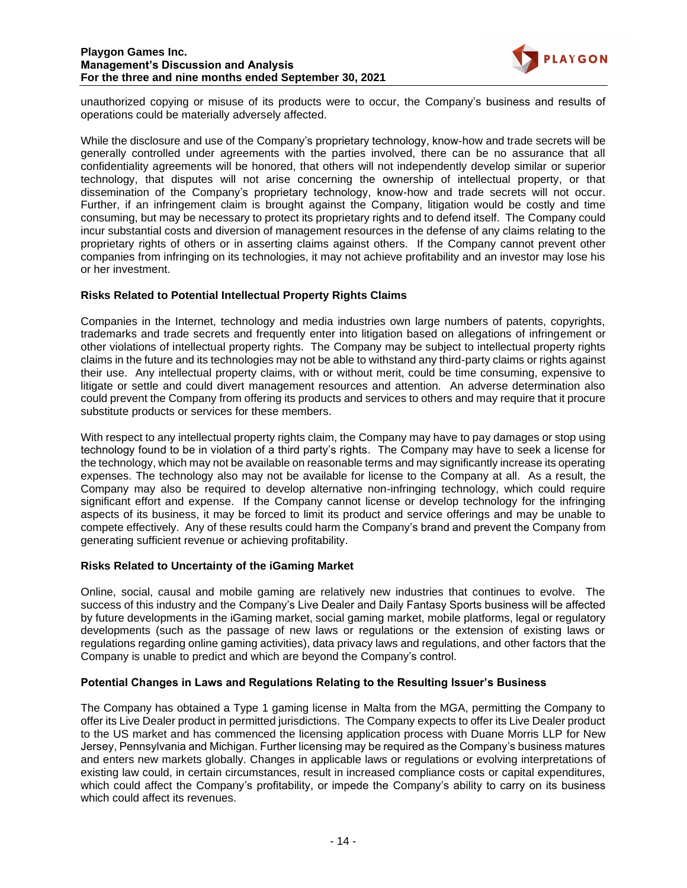unauthorized copying or misuse of its products were to occur, the Company's business and results of operations could be materially adversely affected.

While the disclosure and use of the Company's proprietary technology, know-how and trade secrets will be generally controlled under agreements with the parties involved, there can be no assurance that all confidentiality agreements will be honored, that others will not independently develop similar or superior technology, that disputes will not arise concerning the ownership of intellectual property, or that dissemination of the Company's proprietary technology, know-how and trade secrets will not occur. Further, if an infringement claim is brought against the Company, litigation would be costly and time consuming, but may be necessary to protect its proprietary rights and to defend itself. The Company could incur substantial costs and diversion of management resources in the defense of any claims relating to the proprietary rights of others or in asserting claims against others. If the Company cannot prevent other companies from infringing on its technologies, it may not achieve profitability and an investor may lose his or her investment.

**Risks Related to Potential Intellectual Property Rights Claims**

Companies in the Internet, technology and media industries own large numbers of patents, copyrights, trademarks and trade secrets and frequently enter into litigation based on allegations of infringement or other violations of intellectual property rights. The Company may be subject to intellectual property rights claims in the future and its technologies may not be able to withstand any third-party claims or rights against their use. Any intellectual property claims, with or without merit, could be time consuming, expensive to litigate or settle and could divert management resources and attention. An adverse determination also could prevent the Company from offering its products and services to others and may require that it procure substitute products or services for these members.

With respect to any intellectual property rights claim, the Company may have to pay damages or stop using technology found to be in violation of a third party's rights. The Company may have to seek a license for the technology, which may not be available on reasonable terms and may significantly increase its operating expenses. The technology also may not be available for license to the Company at all. As a result, the Company may also be required to develop alternative non-infringing technology, which could require significant effort and expense. If the Company cannot license or develop technology for the infringing aspects of its business, it may be forced to limit its product and service offerings and may be unable to compete effectively. Any of these results could harm the Company's brand and prevent the Company from generating sufficient revenue or achieving profitability.

**Risks Related to Uncertainty of the iGaming Market**

Online, social, causal and mobile gaming are relatively new industries that continues to evolve. The success of this industry and the Company's Live Dealer and Daily Fantasy Sports business will be affected by future developments in the iGaming market, social gaming market, mobile platforms, legal or regulatory developments (such as the passage of new laws or regulations or the extension of existing laws or regulations regarding online gaming activities), data privacy laws and regulations, and other factors that the Company is unable to predict and which are beyond the Company's control.

**Potential Changes in Laws and Regulations Relating to the Resulting Issuer's Business**

The Company has obtained a Type 1 gaming license in Malta from the MGA, permitting the Company to offer its Live Dealer product in permitted jurisdictions. The Company expects to offer its Live Dealer product to the US market and has commenced the licensing application process with Duane Morris LLP for New Jersey, Pennsylvania and Michigan. Further licensing may be required as the Company's business matures and enters new markets globally. Changes in applicable laws or regulations or evolving interpretations of existing law could, in certain circumstances, result in increased compliance costs or capital expenditures, which could affect the Company's profitability, or impede the Company's ability to carry on its business which could affect its revenues.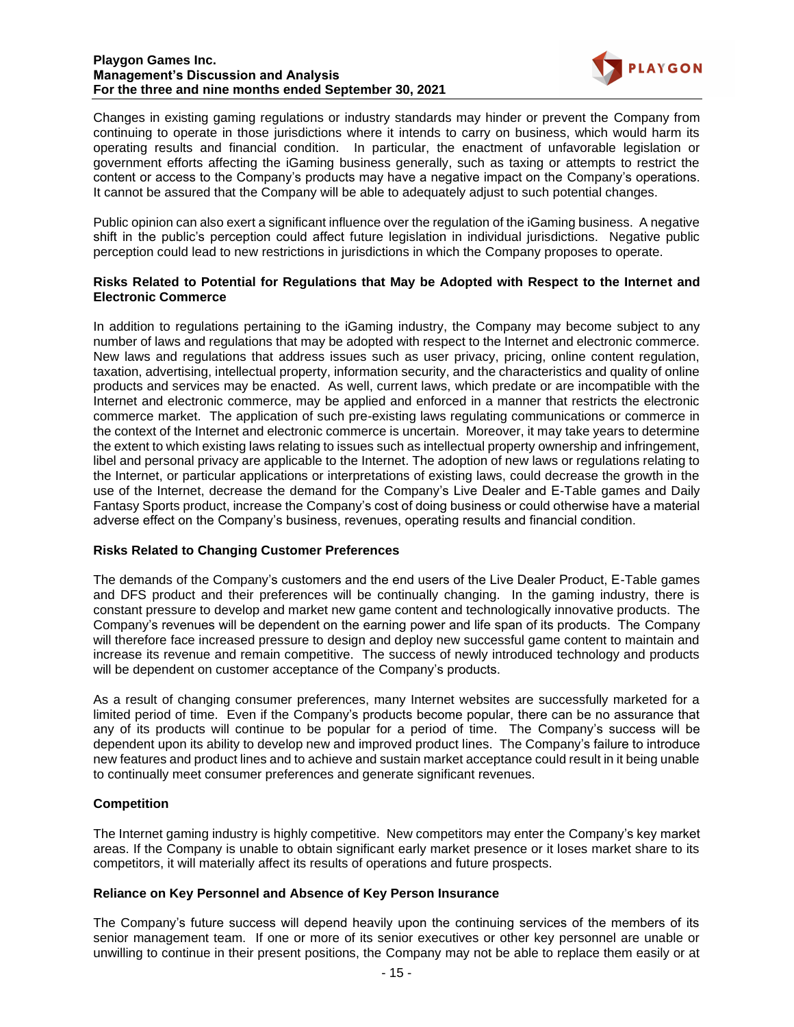Changes in existing gaming regulations or industry standards may hinder or prevent the Company from continuing to operate in those jurisdictions where it intends to carry on business, which would harm its operating results and financial condition. In particular, the enactment of unfavorable legislation or government efforts affecting the iGaming business generally, such as taxing or attempts to restrict the content or access to the Company's products may have a negative impact on the Company's operations. It cannot be assured that the Company will be able to adequately adjust to such potential changes.

Public opinion can also exert a significant influence over the regulation of the iGaming business. A negative shift in the public's perception could affect future legislation in individual jurisdictions. Negative public perception could lead to new restrictions in jurisdictions in which the Company proposes to operate.

### Risks Related to Potential for Regulations that May be Adopted with Respect to the Internet and Electronic Commerce

In addition to regulations pertaining to the iGaming industry, the Company may become subject to any number of laws and regulations that may be adopted with respect to the Internet and electronic commerce. New laws and regulations that address issues such as user privacy, pricing, online content regulation, taxation, advertising, intellectual property, information security, and the characteristics and quality of online products and services may be enacted. As well, current laws, which predate or are incompatible with the Internet and electronic commerce, may be applied and enforced in a manner that restricts the electronic commerce market. The application of such pre-existing laws regulating communications or commerce in the context of the Internet and electronic commerce is uncertain. Moreover, it may take years to determine the extent to which existing laws relating to issues such as intellectual property ownership and infringement, libel and personal privacy are applicable to the Internet. The adoption of new laws or regulations relating to the Internet, or particular applications or interpretations of existing laws, could decrease the growth in the use of the Internet, decrease the demand for the Company's Live Dealer and E-Table games and Daily Fantasy Sports product, increase the Company's cost of doing business or could otherwise have a material adverse effect on the Company's business, revenues, operating results and financial condition.

### Risks Related to Changing Customer Preferences

The demands of the Company's customers and the end users of the Live Dealer Product, E-Table games and DFS product and their preferences will be continually changing. In the gaming industry, there is constant pressure to develop and market new game content and technologically innovative products. The Company's revenues will be dependent on the earning power and life span of its products. The Company will therefore face increased pressure to design and deploy new successful game content to maintain and increase its revenue and remain competitive. The success of newly introduced technology and products will be dependent on customer acceptance of the Company's products.

As a result of changing consumer preferences, many Internet websites are successfully marketed for a limited period of time. Even if the Company's products become popular, there can be no assurance that any of its products will continue to be popular for a period of time. The Company's success will be dependent upon its ability to develop new and improved product lines. The Company's failure to introduce new features and product lines and to achieve and sustain market acceptance could result in it being unable to continually meet consumer preferences and generate significant revenues.

### Competition

The Internet gaming industry is highly competitive. New competitors may enter the Company's key market areas. If the Company is unable to obtain significant early market presence or it loses market share to its competitors, it will materially affect its results of operations and future prospects.

### Reliance on Key Personnel and Absence of Key Person Insurance

The Company's future success will depend heavily upon the continuing services of the members of its senior management team. If one or more of its senior executives or other key personnel are unable or unwilling to continue in their present positions, the Company may not be able to replace them easily or at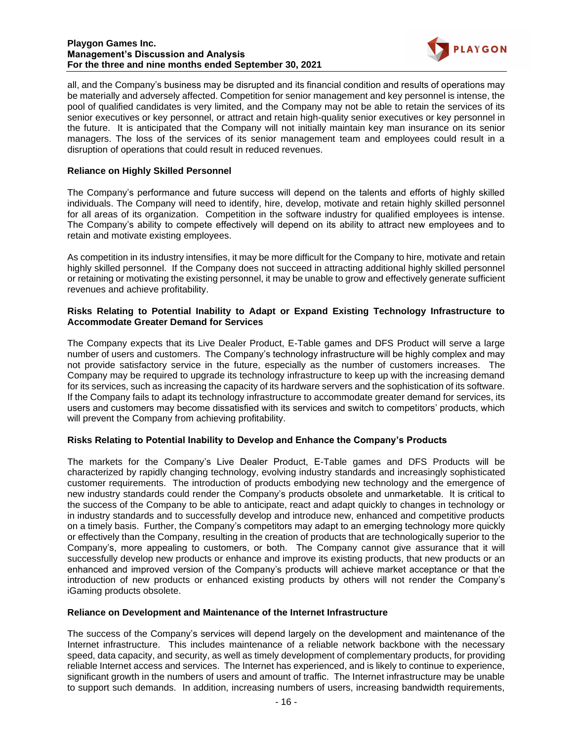all, and the Company's business may be disrupted and its financial condition and results of operations may be materially and adversely affected. Competition for senior management and key personnel is intense, the pool of qualified candidates is very limited, and the Company may not be able to retain the services of its senior executives or key personnel, or attract and retain high-quality senior executives or key personnel in the future. It is anticipated that the Company will not initially maintain key man insurance on its senior managers. The loss of the services of its senior management team and employees could result in a disruption of operations that could result in reduced revenues.

**Reliance on Highly Skilled Personnel**

The Company's performance and future success will depend on the talents and efforts of highly skilled individuals. The Company will need to identify, hire, develop, motivate and retain highly skilled personnel for all areas of its organization. Competition in the software industry for qualified employees is intense. The Company's ability to compete effectively will depend on its ability to attract new employees and to retain and motivate existing employees.

As competition in its industry intensifies, it may be more difficult for the Company to hire, motivate and retain highly skilled personnel. If the Company does not succeed in attracting additional highly skilled personnel or retaining or motivating the existing personnel, it may be unable to grow and effectively generate sufficient revenues and achieve profitability.

**Risks Relating to Potential Inability to Adapt or Expand Existing Technology Infrastructure to Accommodate Greater Demand for Services**

The Company expects that its Live Dealer Product, E-Table games and DFS Product will serve a large number of users and customers. The Company's technology infrastructure will be highly complex and may not provide satisfactory service in the future, especially as the number of customers increases. The Company may be required to upgrade its technology infrastructure to keep up with the increasing demand for its services, such as increasing the capacity of its hardware servers and the sophistication of its software. If the Company fails to adapt its technology infrastructure to accommodate greater demand for services, its users and customers may become dissatisfied with its services and switch to competitors' products, which will prevent the Company from achieving profitability.

**Risks Relating to Potential Inability to Develop and Enhance the Company's Products**

The markets for the Company's Live Dealer Product, E-Table games and DFS Products will be characterized by rapidly changing technology, evolving industry standards and increasingly sophisticated customer requirements. The introduction of products embodying new technology and the emergence of new industry standards could render the Company's products obsolete and unmarketable. It is critical to the success of the Company to be able to anticipate, react and adapt quickly to changes in technology or in industry standards and to successfully develop and introduce new, enhanced and competitive products on a timely basis. Further, the Company's competitors may adapt to an emerging technology more quickly or effectively than the Company, resulting in the creation of products that are technologically superior to the Company's, more appealing to customers, or both. The Company cannot give assurance that it will successfully develop new products or enhance and improve its existing products, that new products or an enhanced and improved version of the Company's products will achieve market acceptance or that the introduction of new products or enhanced existing products by others will not render the Company's iGaming products obsolete.

**Reliance on Development and Maintenance of the Internet Infrastructure**

The success of the Company's services will depend largely on the development and maintenance of the Internet infrastructure. This includes maintenance of a reliable network backbone with the necessary speed, data capacity, and security, as well as timely development of complementary products, for providing reliable Internet access and services. The Internet has experienced, and is likely to continue to experience, significant growth in the numbers of users and amount of traffic. The Internet infrastructure may be unable to support such demands. In addition, increasing numbers of users, increasing bandwidth requirements,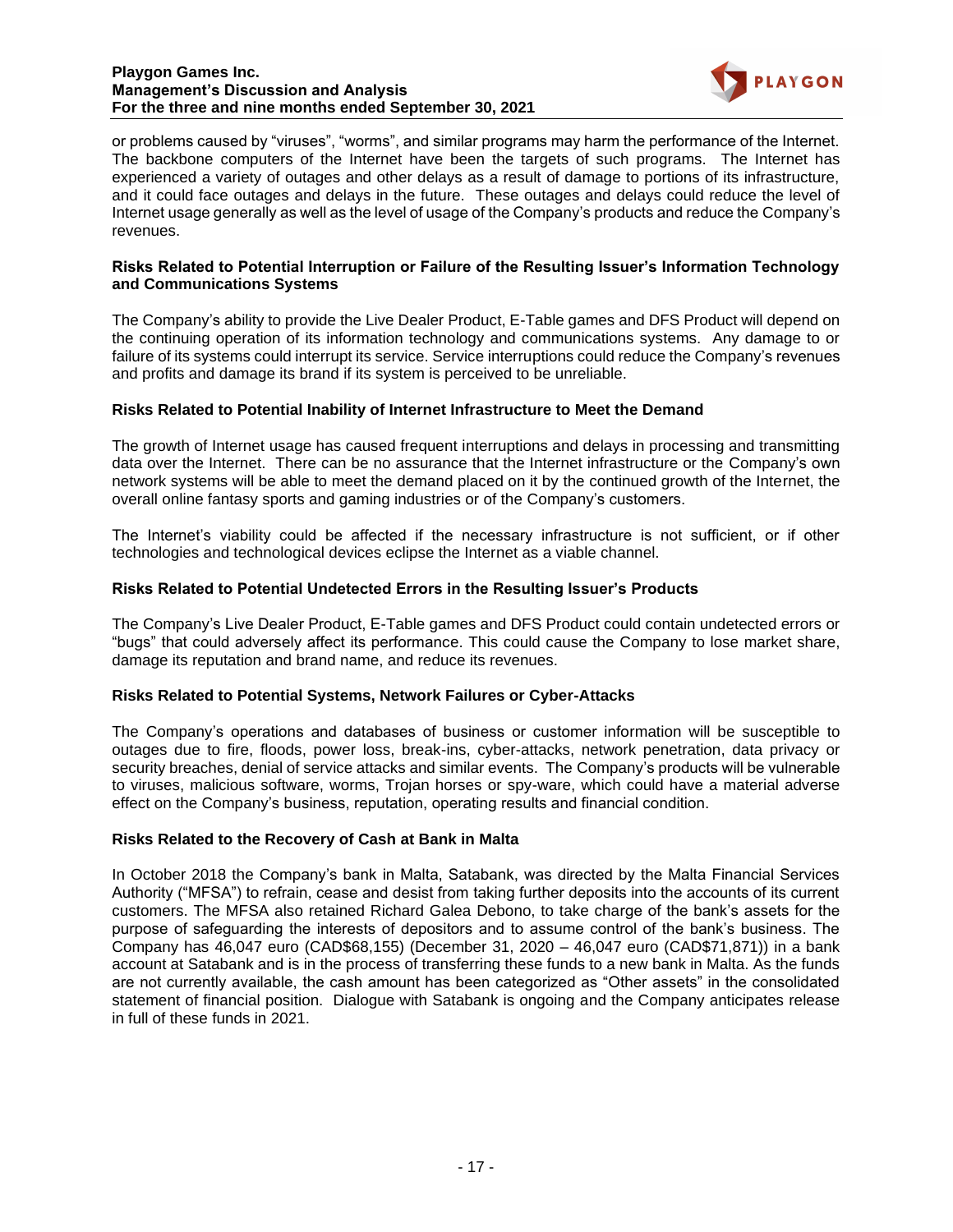or problems caused by "viruses", "worms", and similar programs may harm the performance of the Internet. The backbone computers of the Internet have been the targets of such programs. The Internet has experienced a variety of outages and other delays as a result of damage to portions of its infrastructure, and it could face outages and delays in the future. These outages and delays could reduce the level of Internet usage generally as well as the level of usage of the Company's products and reduce the Company's revenues.

**Risks Related to Potential Interruption or Failure of the Resulting Issuer's Information Technology and Communications Systems**

The Company's ability to provide the Live Dealer Product, E-Table games and DFS Product will depend on the continuing operation of its information technology and communications systems. Any damage to or failure of its systems could interrupt its service. Service interruptions could reduce the Company's revenues and profits and damage its brand if its system is perceived to be unreliable.

**Risks Related to Potential Inability of Internet Infrastructure to Meet the Demand**

The growth of Internet usage has caused frequent interruptions and delays in processing and transmitting data over the Internet. There can be no assurance that the Internet infrastructure or the Company's own network systems will be able to meet the demand placed on it by the continued growth of the Internet, the overall online fantasy sports and gaming industries or of the Company's customers.

The Internet's viability could be affected if the necessary infrastructure is not sufficient, or if other technologies and technological devices eclipse the Internet as a viable channel.

**Risks Related to Potential Undetected Errors in the Resulting Issuer's Products**

The Company's Live Dealer Product, E-Table games and DFS Product could contain undetected errors or "bugs" that could adversely affect its performance. This could cause the Company to lose market share, damage its reputation and brand name, and reduce its revenues.

**Risks Related to Potential Systems, Network Failures or Cyber-Attacks**

The Company's operations and databases of business or customer information will be susceptible to outages due to fire, floods, power loss, break-ins, cyber-attacks, network penetration, data privacy or security breaches, denial of service attacks and similar events. The Company's products will be vulnerable to viruses, malicious software, worms, Trojan horses or spy-ware, which could have a material adverse effect on the Company's business, reputation, operating results and financial condition.

**Risks Related to the Recovery of Cash at Bank in Malta**

In October 2018 the Company's bank in Malta, Satabank, was directed by the Malta Financial Services Authority ("MFSA") to refrain, cease and desist from taking further deposits into the accounts of its current customers. The MFSA also retained Richard Galea Debono, to take charge of the bank's assets for the purpose of safeguarding the interests of depositors and to assume control of the bank's business. The Company has 46,047 euro (CAD$68,155) (December 31, 2020 – 46,047 euro (CAD$71,871)) in a bank account at Satabank and is in the process of transferring these funds to a new bank in Malta. As the funds are not currently available, the cash amount has been categorized as "Other assets" in the consolidated statement of financial position. Dialogue with Satabank is ongoing and the Company anticipates release in full of these funds in 2021.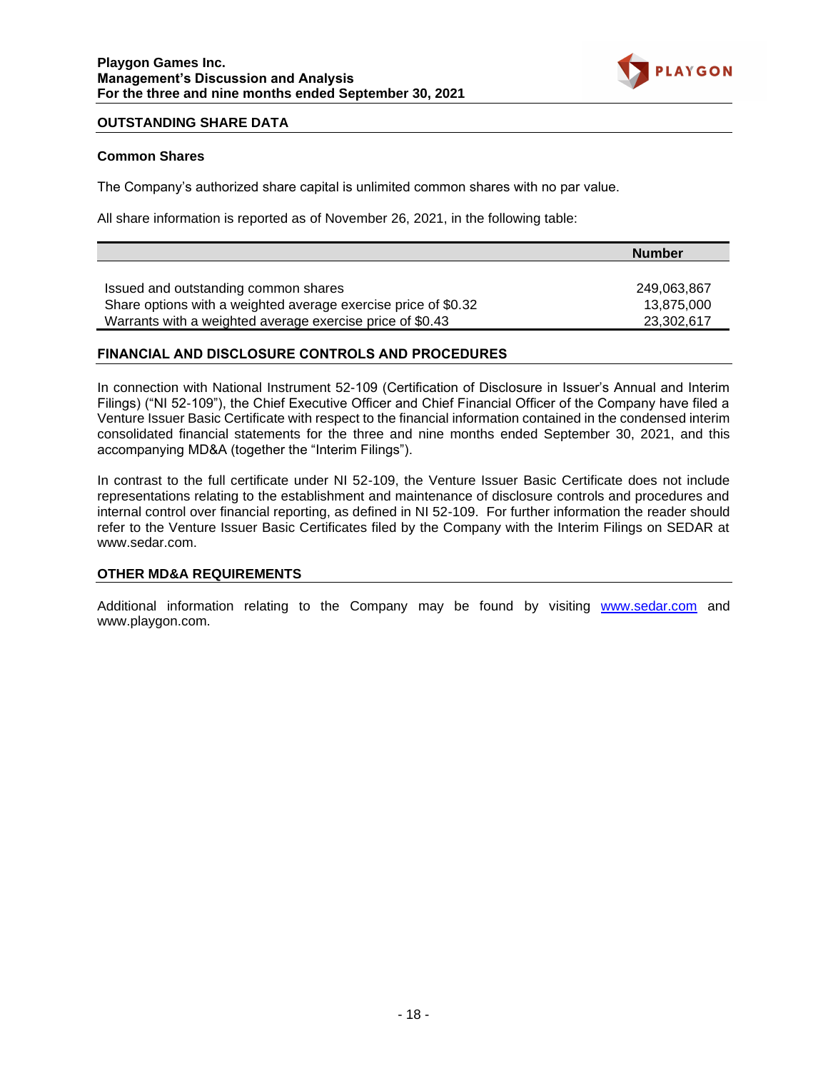## OUTSTANDING SHARE DATA

### Common Shares

The Company's authorized share capital is unlimited common shares with no par value.

All share information is reported as of November 26, 2021, in the following table:

| | Number |
|---|---|
| Issued and outstanding common shares | 249,063,867 |
| Share options with a weighted average exercise price of $0.32 | 13,875,000 |
| Warrants with a weighted average exercise price of $0.43 | 23,302,617 |

## FINANCIAL AND DISCLOSURE CONTROLS AND PROCEDURES

In connection with National Instrument 52-109 (Certification of Disclosure in Issuer's Annual and Interim Filings) ("NI 52-109"), the Chief Executive Officer and Chief Financial Officer of the Company have filed a Venture Issuer Basic Certificate with respect to the financial information contained in the condensed interim consolidated financial statements for the three and nine months ended September 30, 2021, and this accompanying MD&A (together the "Interim Filings").

In contrast to the full certificate under NI 52-109, the Venture Issuer Basic Certificate does not include representations relating to the establishment and maintenance of disclosure controls and procedures and internal control over financial reporting, as defined in NI 52-109. For further information the reader should refer to the Venture Issuer Basic Certificates filed by the Company with the Interim Filings on SEDAR at www.sedar.com.

## OTHER MD&A REQUIREMENTS

Additional information relating to the Company may be found by visiting www.sedar.com and www.playgon.com.